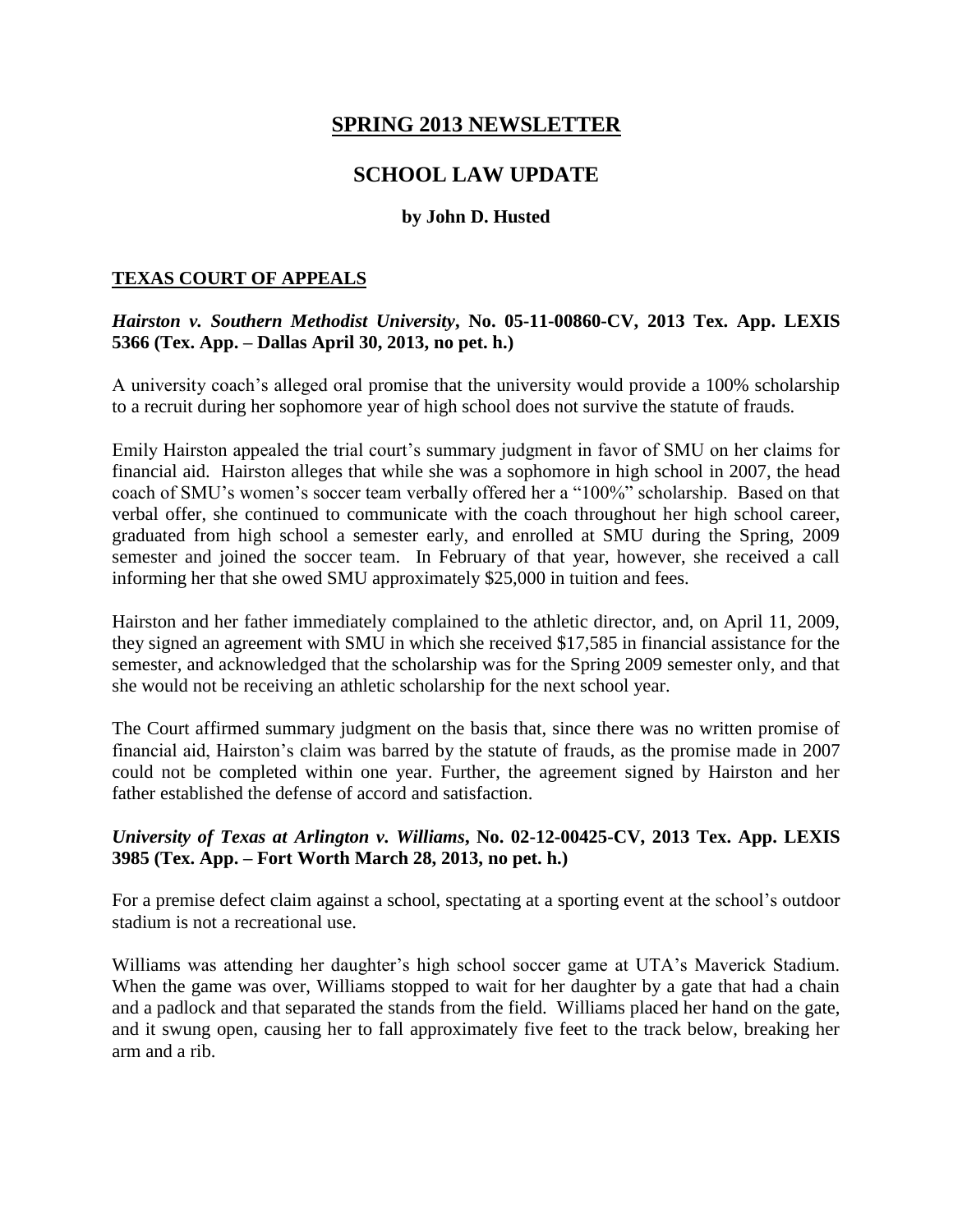# SPRING 2013 NEWSLETTER

# SCHOOL LAW UPDATE

### by John D. Husted

## TEXAS COURT OF APPEALS

### *Hairston v. Southern Methodist University*, No. 05-11-00860-CV, 2013 Tex. App. LEXIS 5366 (Tex. App. – Dallas April 30, 2013, no pet. h.)

A university coach's alleged oral promise that the university would provide a 100% scholarship to a recruit during her sophomore year of high school does not survive the statute of frauds.

Emily Hairston appealed the trial court's summary judgment in favor of SMU on her claims for financial aid. Hairston alleges that while she was a sophomore in high school in 2007, the head coach of SMU's women's soccer team verbally offered her a "100%" scholarship. Based on that verbal offer, she continued to communicate with the coach throughout her high school career, graduated from high school a semester early, and enrolled at SMU during the Spring, 2009 semester and joined the soccer team. In February of that year, however, she received a call informing her that she owed SMU approximately $25,000 in tuition and fees.

Hairston and her father immediately complained to the athletic director, and, on April 11, 2009, they signed an agreement with SMU in which she received $17,585 in financial assistance for the semester, and acknowledged that the scholarship was for the Spring 2009 semester only, and that she would not be receiving an athletic scholarship for the next school year.

The Court affirmed summary judgment on the basis that, since there was no written promise of financial aid, Hairston's claim was barred by the statute of frauds, as the promise made in 2007 could not be completed within one year. Further, the agreement signed by Hairston and her father established the defense of accord and satisfaction.

### *University of Texas at Arlington v. Williams*, No. 02-12-00425-CV, 2013 Tex. App. LEXIS 3985 (Tex. App. – Fort Worth March 28, 2013, no pet. h.)

For a premise defect claim against a school, spectating at a sporting event at the school's outdoor stadium is not a recreational use.

Williams was attending her daughter's high school soccer game at UTA's Maverick Stadium. When the game was over, Williams stopped to wait for her daughter by a gate that had a chain and a padlock and that separated the stands from the field. Williams placed her hand on the gate, and it swung open, causing her to fall approximately five feet to the track below, breaking her arm and a rib.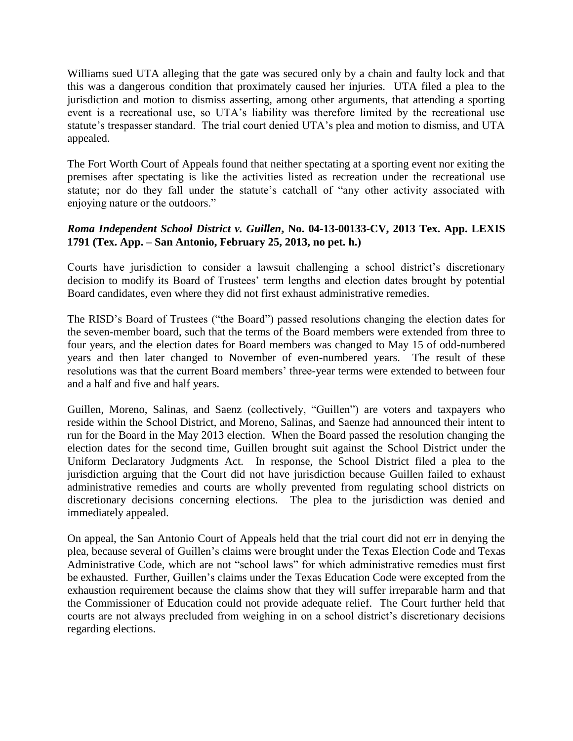Williams sued UTA alleging that the gate was secured only by a chain and faulty lock and that this was a dangerous condition that proximately caused her injuries. UTA filed a plea to the jurisdiction and motion to dismiss asserting, among other arguments, that attending a sporting event is a recreational use, so UTA's liability was therefore limited by the recreational use statute's trespasser standard. The trial court denied UTA's plea and motion to dismiss, and UTA appealed.

The Fort Worth Court of Appeals found that neither spectating at a sporting event nor exiting the premises after spectating is like the activities listed as recreation under the recreational use statute; nor do they fall under the statute's catchall of "any other activity associated with enjoying nature or the outdoors."

***Roma Independent School District v. Guillen*, No. 04-13-00133-CV, 2013 Tex. App. LEXIS 1791 (Tex. App. – San Antonio, February 25, 2013, no pet. h.)**

Courts have jurisdiction to consider a lawsuit challenging a school district's discretionary decision to modify its Board of Trustees' term lengths and election dates brought by potential Board candidates, even where they did not first exhaust administrative remedies.

The RISD's Board of Trustees ("the Board") passed resolutions changing the election dates for the seven-member board, such that the terms of the Board members were extended from three to four years, and the election dates for Board members was changed to May 15 of odd-numbered years and then later changed to November of even-numbered years. The result of these resolutions was that the current Board members' three-year terms were extended to between four and a half and five and half years.

Guillen, Moreno, Salinas, and Saenz (collectively, "Guillen") are voters and taxpayers who reside within the School District, and Moreno, Salinas, and Saenze had announced their intent to run for the Board in the May 2013 election. When the Board passed the resolution changing the election dates for the second time, Guillen brought suit against the School District under the Uniform Declaratory Judgments Act. In response, the School District filed a plea to the jurisdiction arguing that the Court did not have jurisdiction because Guillen failed to exhaust administrative remedies and courts are wholly prevented from regulating school districts on discretionary decisions concerning elections. The plea to the jurisdiction was denied and immediately appealed.

On appeal, the San Antonio Court of Appeals held that the trial court did not err in denying the plea, because several of Guillen's claims were brought under the Texas Election Code and Texas Administrative Code, which are not "school laws" for which administrative remedies must first be exhausted. Further, Guillen's claims under the Texas Education Code were excepted from the exhaustion requirement because the claims show that they will suffer irreparable harm and that the Commissioner of Education could not provide adequate relief. The Court further held that courts are not always precluded from weighing in on a school district's discretionary decisions regarding elections.